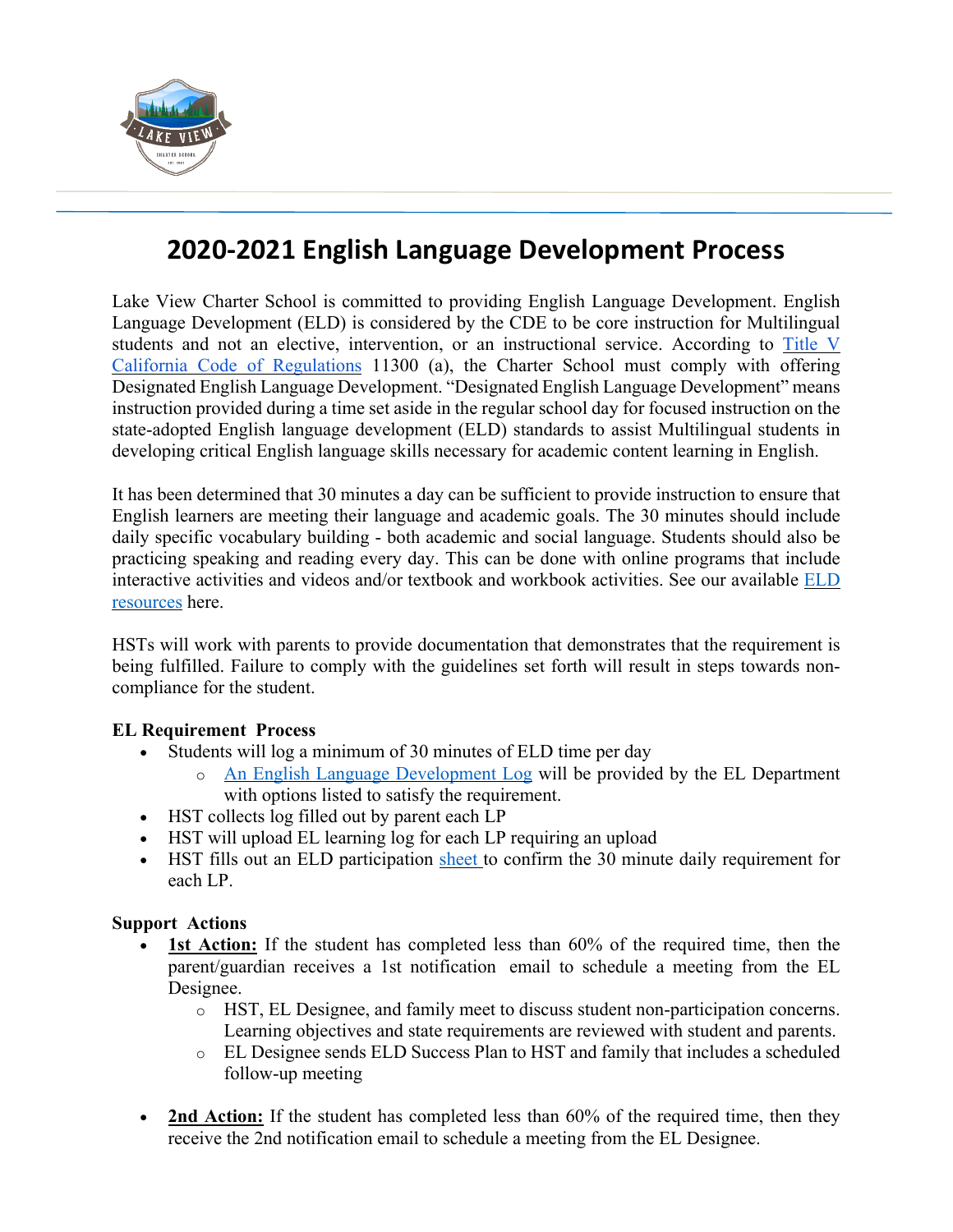# 2020-2021 English Language Development Process

Lake View Charter School is committed to providing English Language Development. English Language Development (ELD) is considered by the CDE to be core instruction for Multilingual students and not an elective, intervention, or an instructional service. According to [Title V California Code of Regulations]() 11300 (a), the Charter School must comply with offering Designated English Language Development. "Designated English Language Development" means instruction provided during a time set aside in the regular school day for focused instruction on the state-adopted English language development (ELD) standards to assist Multilingual students in developing critical English language skills necessary for academic content learning in English.

It has been determined that 30 minutes a day can be sufficient to provide instruction to ensure that English learners are meeting their language and academic goals. The 30 minutes should include daily specific vocabulary building - both academic and social language. Students should also be practicing speaking and reading every day. This can be done with online programs that include interactive activities and videos and/or textbook and workbook activities. See our available [ELD resources]() here.

HSTs will work with parents to provide documentation that demonstrates that the requirement is being fulfilled. Failure to comply with the guidelines set forth will result in steps towards non-compliance for the student.

**EL Requirement Process**

- Students will log a minimum of 30 minutes of ELD time per day
  - [An English Language Development Log]() will be provided by the EL Department with options listed to satisfy the requirement.
- HST collects log filled out by parent each LP
- HST will upload EL learning log for each LP requiring an upload
- HST fills out an ELD participation [sheet]() to confirm the 30 minute daily requirement for each LP.

**Support Actions**

- **1st Action:** If the student has completed less than 60% of the required time, then the parent/guardian receives a 1st notification email to schedule a meeting from the EL Designee.
  - HST, EL Designee, and family meet to discuss student non-participation concerns. Learning objectives and state requirements are reviewed with student and parents.
  - EL Designee sends ELD Success Plan to HST and family that includes a scheduled follow-up meeting
- **2nd Action:** If the student has completed less than 60% of the required time, then they receive the 2nd notification email to schedule a meeting from the EL Designee.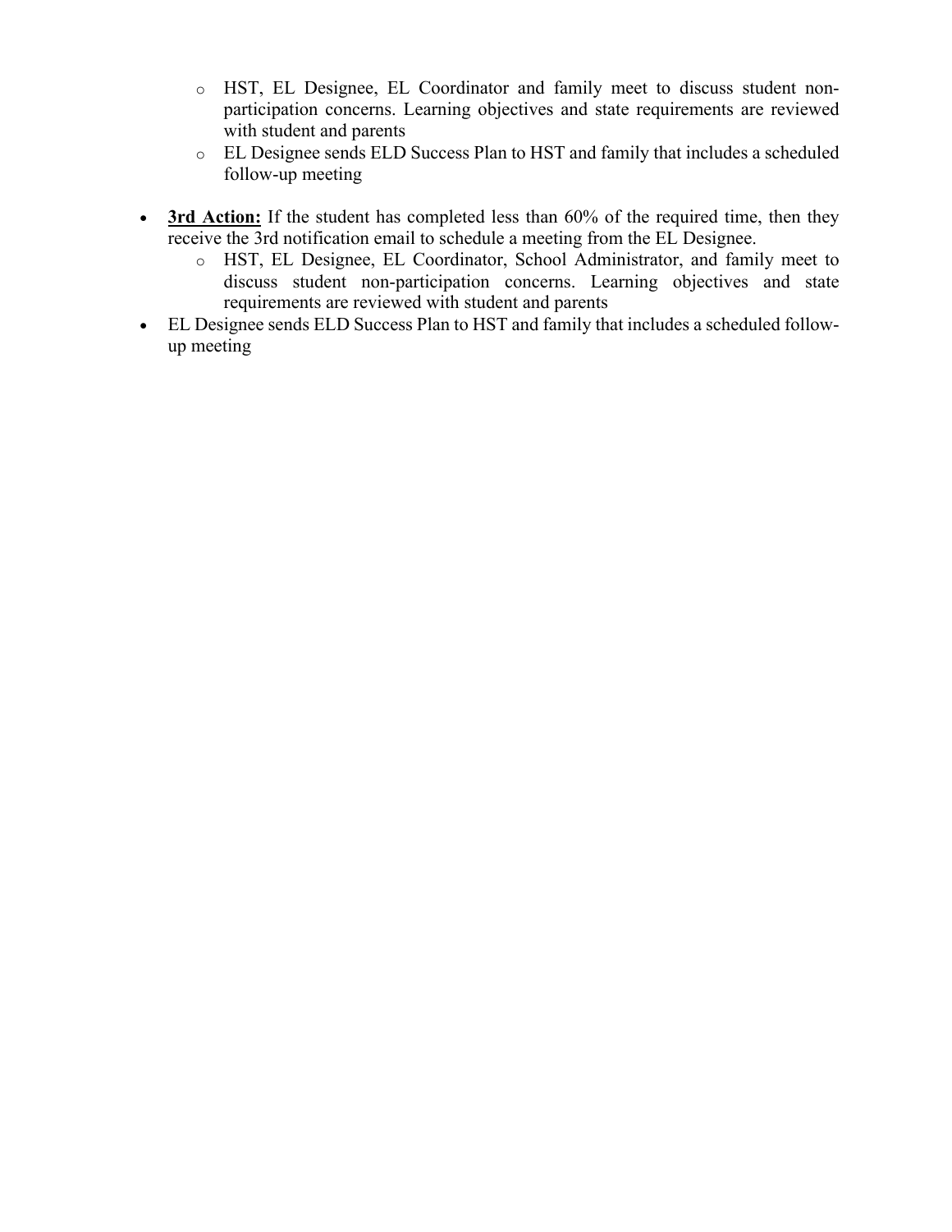- HST, EL Designee, EL Coordinator and family meet to discuss student non-participation concerns. Learning objectives and state requirements are reviewed with student and parents
    - EL Designee sends ELD Success Plan to HST and family that includes a scheduled follow-up meeting

- **3rd Action:** If the student has completed less than 60% of the required time, then they receive the 3rd notification email to schedule a meeting from the EL Designee.
    - HST, EL Designee, EL Coordinator, School Administrator, and family meet to discuss student non-participation concerns. Learning objectives and state requirements are reviewed with student and parents
- EL Designee sends ELD Success Plan to HST and family that includes a scheduled follow-up meeting